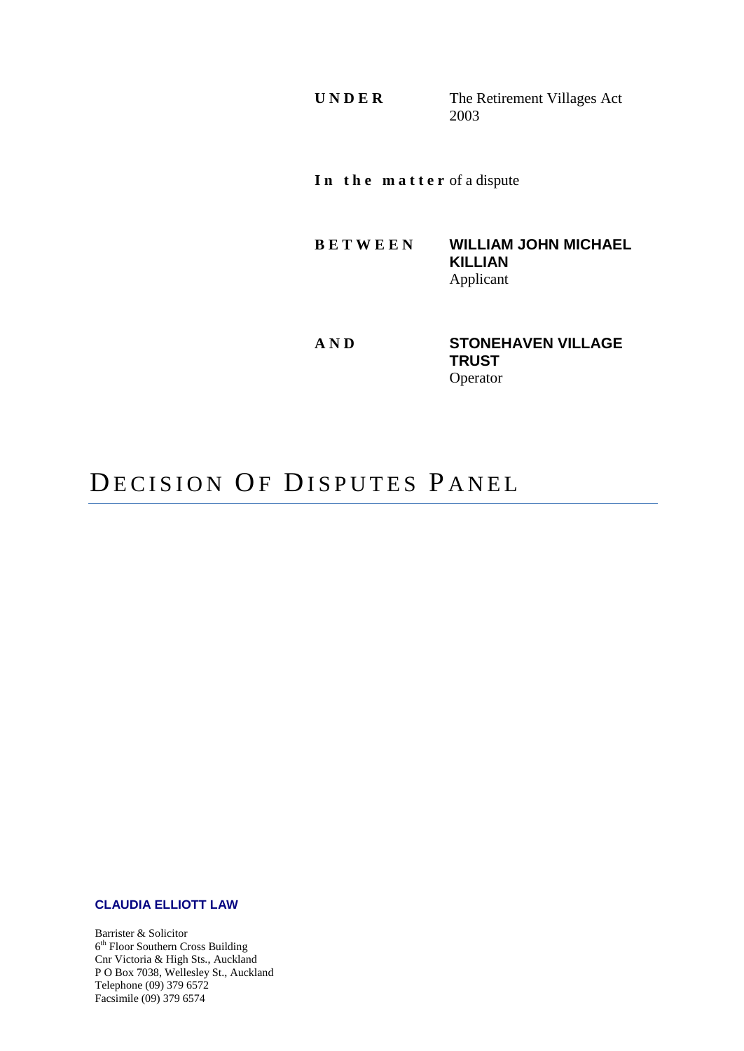**UNDER** The Retirement Villages Act 2003

**In the matter** of a dispute

**BETWEEN** **WILLIAM JOHN MICHAEL KILLIAN**
Applicant

**AND** **STONEHAVEN VILLAGE TRUST**
Operator

# DECISION OF DISPUTES PANEL

**CLAUDIA ELLIOTT LAW**

Barrister & Solicitor
6th Floor Southern Cross Building
Cnr Victoria & High Sts., Auckland
P O Box 7038, Wellesley St., Auckland
Telephone (09) 379 6572
Facsimile (09) 379 6574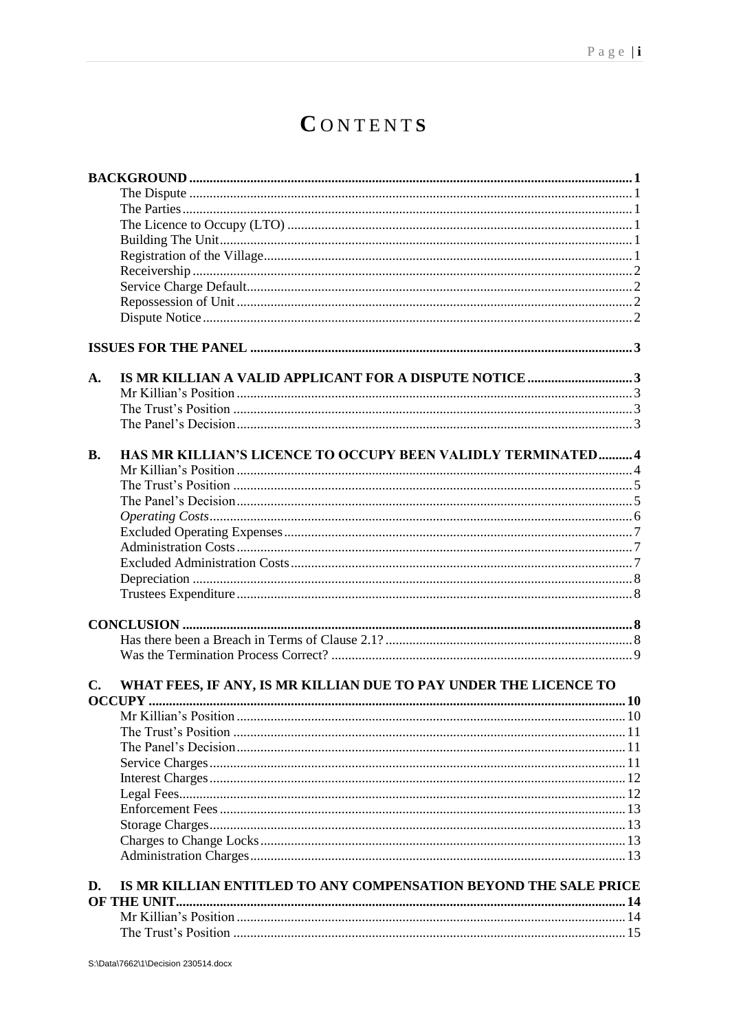# CONTENTS

**BACKGROUND** ..... **1**
- The Dispute ..... 1
- The Parties ..... 1
- The Licence to Occupy (LTO) ..... 1
- Building The Unit ..... 1
- Registration of the Village ..... 1
- Receivership ..... 2
- Service Charge Default ..... 2
- Repossession of Unit ..... 2
- Dispute Notice ..... 2

**ISSUES FOR THE PANEL** ..... **3**

**A. IS MR KILLIAN A VALID APPLICANT FOR A DISPUTE NOTICE** ..... **3**
- Mr Killian's Position ..... 3
- The Trust's Position ..... 3
- The Panel's Decision ..... 3

**B. HAS MR KILLIAN'S LICENCE TO OCCUPY BEEN VALIDLY TERMINATED** ..... **4**
- Mr Killian's Position ..... 4
- The Trust's Position ..... 5
- The Panel's Decision ..... 5
- *Operating Costs* ..... 6
- Excluded Operating Expenses ..... 7
- Administration Costs ..... 7
- Excluded Administration Costs ..... 7
- Depreciation ..... 8
- Trustees Expenditure ..... 8

**CONCLUSION** ..... **8**
- Has there been a Breach in Terms of Clause 2.1? ..... 8
- Was the Termination Process Correct? ..... 9

**C. WHAT FEES, IF ANY, IS MR KILLIAN DUE TO PAY UNDER THE LICENCE TO OCCUPY** ..... **10**
- Mr Killian's Position ..... 10
- The Trust's Position ..... 11
- The Panel's Decision ..... 11
- Service Charges ..... 11
- Interest Charges ..... 12
- Legal Fees ..... 12
- Enforcement Fees ..... 13
- Storage Charges ..... 13
- Charges to Change Locks ..... 13
- Administration Charges ..... 13

**D. IS MR KILLIAN ENTITLED TO ANY COMPENSATION BEYOND THE SALE PRICE OF THE UNIT** ..... **14**
- Mr Killian's Position ..... 14
- The Trust's Position ..... 15

S:\Data\7662\1\Decision 230514.docx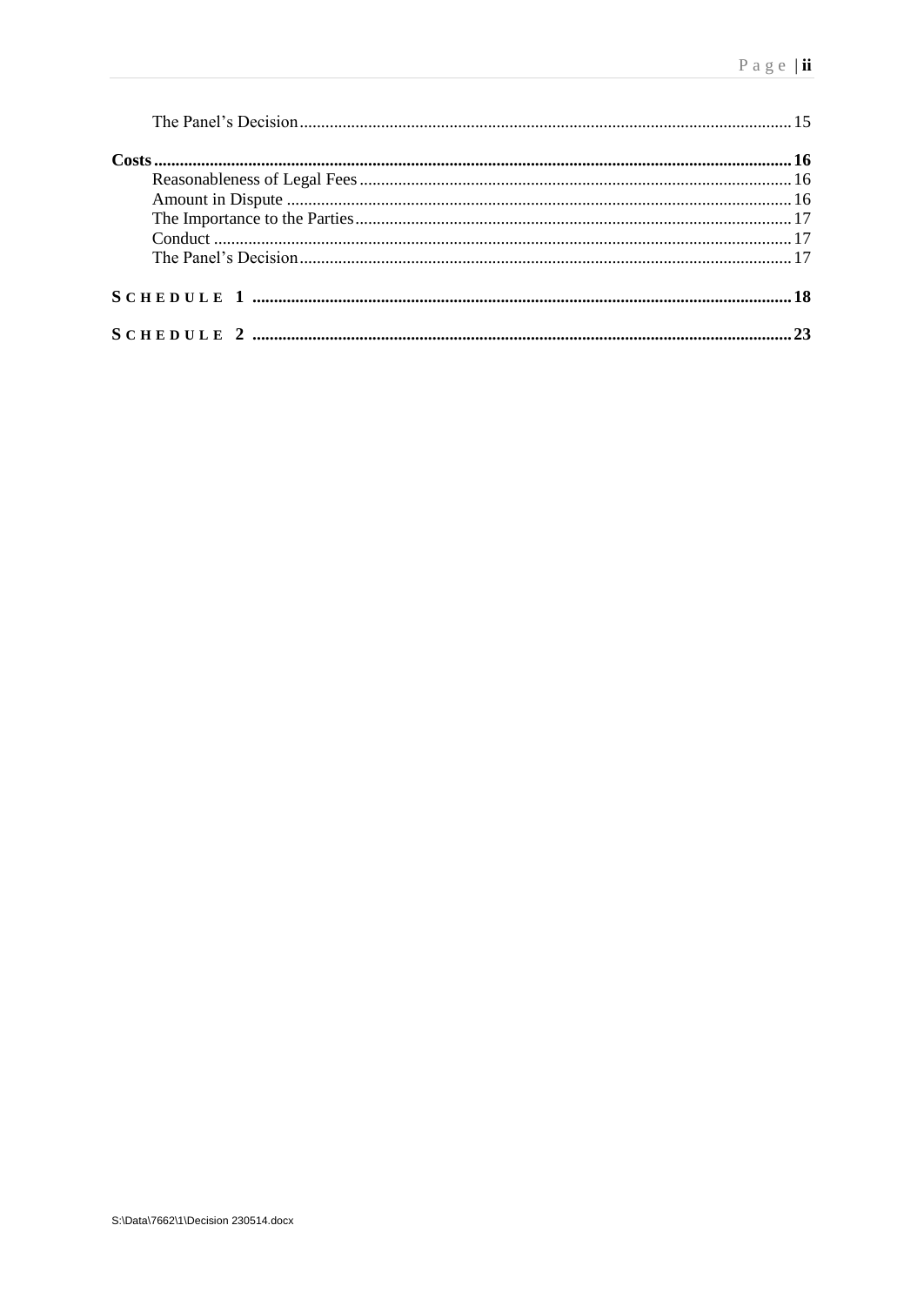The Panel's Decision ........................................................................................................ 15

**Costs** ........................................................................................................................ **16**

Reasonableness of Legal Fees .......................................................................................... 16

Amount in Dispute ............................................................................................................ 16

The Importance to the Parties .......................................................................................... 17

Conduct ............................................................................................................................ 17

The Panel's Decision ........................................................................................................ 17

**SCHEDULE 1** ............................................................................................................ **18**

**SCHEDULE 2** ............................................................................................................ **23**

S:\Data\7662\1\Decision 230514.docx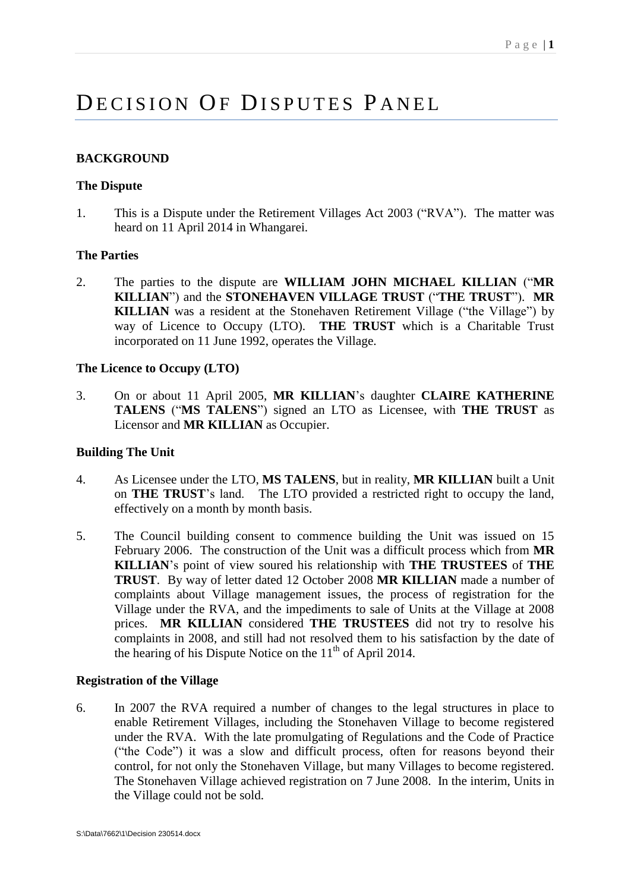# DECISION OF DISPUTES PANEL

## BACKGROUND

### The Dispute

1. This is a Dispute under the Retirement Villages Act 2003 ("RVA"). The matter was heard on 11 April 2014 in Whangarei.

### The Parties

2. The parties to the dispute are **WILLIAM JOHN MICHAEL KILLIAN** ("**MR KILLIAN**") and the **STONEHAVEN VILLAGE TRUST** ("**THE TRUST**"). **MR KILLIAN** was a resident at the Stonehaven Retirement Village ("the Village") by way of Licence to Occupy (LTO). **THE TRUST** which is a Charitable Trust incorporated on 11 June 1992, operates the Village.

### The Licence to Occupy (LTO)

3. On or about 11 April 2005, **MR KILLIAN**'s daughter **CLAIRE KATHERINE TALENS** ("**MS TALENS**") signed an LTO as Licensee, with **THE TRUST** as Licensor and **MR KILLIAN** as Occupier.

### Building The Unit

4. As Licensee under the LTO, **MS TALENS**, but in reality, **MR KILLIAN** built a Unit on **THE TRUST**'s land. The LTO provided a restricted right to occupy the land, effectively on a month by month basis.

5. The Council building consent to commence building the Unit was issued on 15 February 2006. The construction of the Unit was a difficult process which from **MR KILLIAN**'s point of view soured his relationship with **THE TRUSTEES** of **THE TRUST**. By way of letter dated 12 October 2008 **MR KILLIAN** made a number of complaints about Village management issues, the process of registration for the Village under the RVA, and the impediments to sale of Units at the Village at 2008 prices. **MR KILLIAN** considered **THE TRUSTEES** did not try to resolve his complaints in 2008, and still had not resolved them to his satisfaction by the date of the hearing of his Dispute Notice on the 11th of April 2014.

### Registration of the Village

6. In 2007 the RVA required a number of changes to the legal structures in place to enable Retirement Villages, including the Stonehaven Village to become registered under the RVA. With the late promulgating of Regulations and the Code of Practice ("the Code") it was a slow and difficult process, often for reasons beyond their control, for not only the Stonehaven Village, but many Villages to become registered. The Stonehaven Village achieved registration on 7 June 2008. In the interim, Units in the Village could not be sold.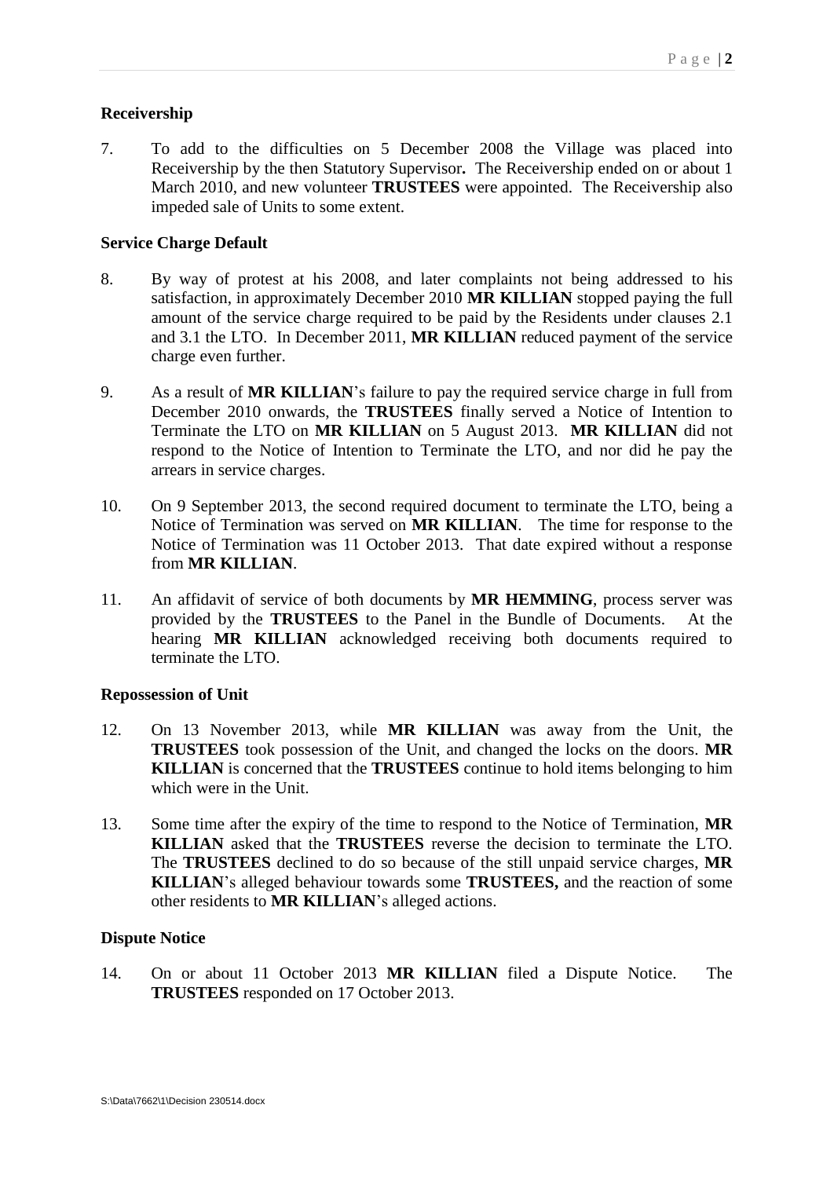**Receivership**

7. To add to the difficulties on 5 December 2008 the Village was placed into Receivership by the then Statutory Supervisor**.** The Receivership ended on or about 1 March 2010, and new volunteer **TRUSTEES** were appointed. The Receivership also impeded sale of Units to some extent.

**Service Charge Default**

8. By way of protest at his 2008, and later complaints not being addressed to his satisfaction, in approximately December 2010 **MR KILLIAN** stopped paying the full amount of the service charge required to be paid by the Residents under clauses 2.1 and 3.1 the LTO. In December 2011, **MR KILLIAN** reduced payment of the service charge even further.

9. As a result of **MR KILLIAN**'s failure to pay the required service charge in full from December 2010 onwards, the **TRUSTEES** finally served a Notice of Intention to Terminate the LTO on **MR KILLIAN** on 5 August 2013. **MR KILLIAN** did not respond to the Notice of Intention to Terminate the LTO, and nor did he pay the arrears in service charges.

10. On 9 September 2013, the second required document to terminate the LTO, being a Notice of Termination was served on **MR KILLIAN**. The time for response to the Notice of Termination was 11 October 2013. That date expired without a response from **MR KILLIAN**.

11. An affidavit of service of both documents by **MR HEMMING**, process server was provided by the **TRUSTEES** to the Panel in the Bundle of Documents. At the hearing **MR KILLIAN** acknowledged receiving both documents required to terminate the LTO.

**Repossession of Unit**

12. On 13 November 2013, while **MR KILLIAN** was away from the Unit, the **TRUSTEES** took possession of the Unit, and changed the locks on the doors. **MR KILLIAN** is concerned that the **TRUSTEES** continue to hold items belonging to him which were in the Unit.

13. Some time after the expiry of the time to respond to the Notice of Termination, **MR KILLIAN** asked that the **TRUSTEES** reverse the decision to terminate the LTO. The **TRUSTEES** declined to do so because of the still unpaid service charges, **MR KILLIAN**'s alleged behaviour towards some **TRUSTEES,** and the reaction of some other residents to **MR KILLIAN**'s alleged actions.

**Dispute Notice**

14. On or about 11 October 2013 **MR KILLIAN** filed a Dispute Notice. The **TRUSTEES** responded on 17 October 2013.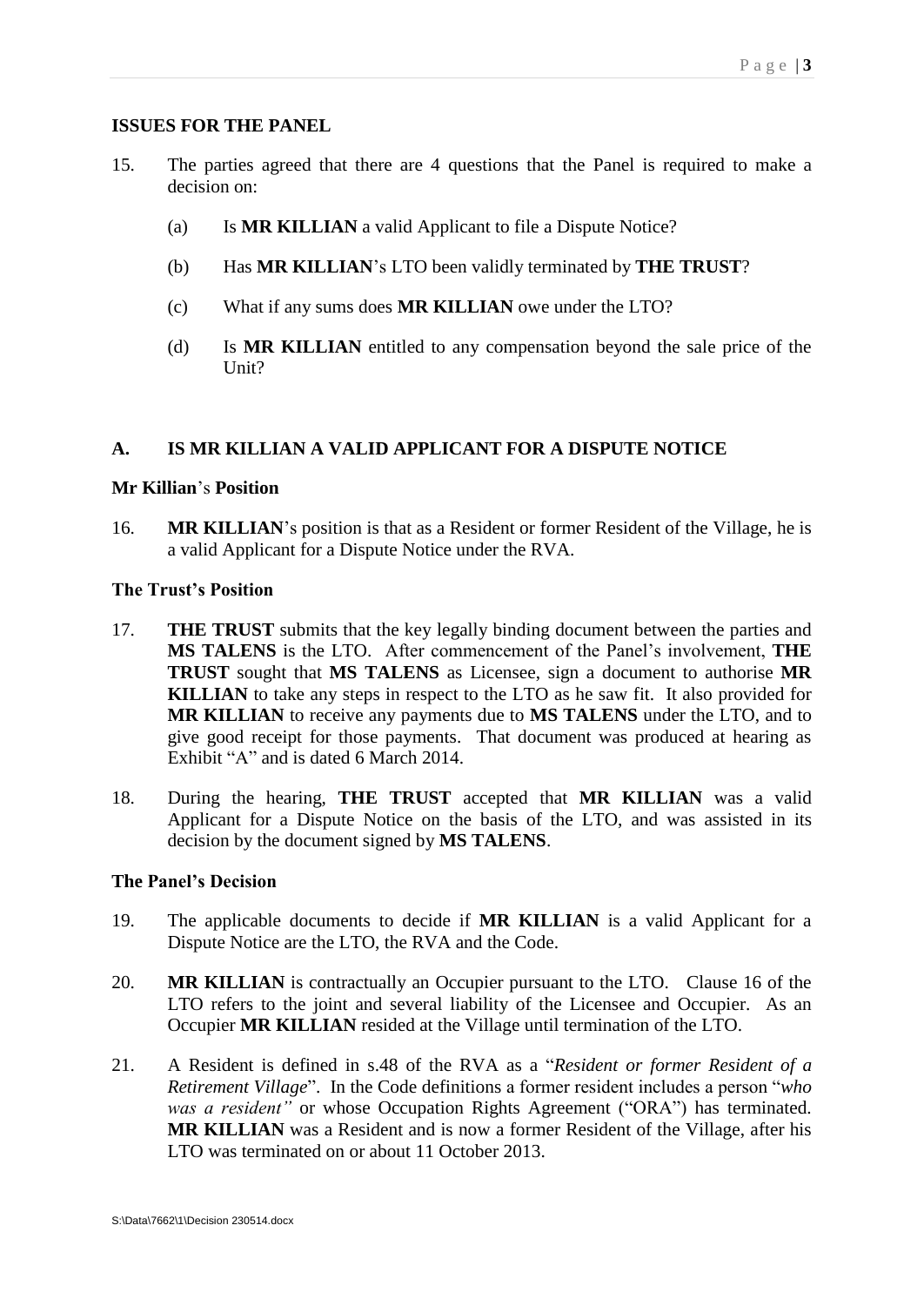## ISSUES FOR THE PANEL

15. The parties agreed that there are 4 questions that the Panel is required to make a decision on:

    (a) Is **MR KILLIAN** a valid Applicant to file a Dispute Notice?

    (b) Has **MR KILLIAN**'s LTO been validly terminated by **THE TRUST**?

    (c) What if any sums does **MR KILLIAN** owe under the LTO?

    (d) Is **MR KILLIAN** entitled to any compensation beyond the sale price of the Unit?

## A. IS MR KILLIAN A VALID APPLICANT FOR A DISPUTE NOTICE

### Mr Killian's Position

16. **MR KILLIAN**'s position is that as a Resident or former Resident of the Village, he is a valid Applicant for a Dispute Notice under the RVA.

### The Trust's Position

17. **THE TRUST** submits that the key legally binding document between the parties and **MS TALENS** is the LTO. After commencement of the Panel's involvement, **THE TRUST** sought that **MS TALENS** as Licensee, sign a document to authorise **MR KILLIAN** to take any steps in respect to the LTO as he saw fit. It also provided for **MR KILLIAN** to receive any payments due to **MS TALENS** under the LTO, and to give good receipt for those payments. That document was produced at hearing as Exhibit "A" and is dated 6 March 2014.

18. During the hearing, **THE TRUST** accepted that **MR KILLIAN** was a valid Applicant for a Dispute Notice on the basis of the LTO, and was assisted in its decision by the document signed by **MS TALENS**.

### The Panel's Decision

19. The applicable documents to decide if **MR KILLIAN** is a valid Applicant for a Dispute Notice are the LTO, the RVA and the Code.

20. **MR KILLIAN** is contractually an Occupier pursuant to the LTO. Clause 16 of the LTO refers to the joint and several liability of the Licensee and Occupier. As an Occupier **MR KILLIAN** resided at the Village until termination of the LTO.

21. A Resident is defined in s.48 of the RVA as a "*Resident or former Resident of a Retirement Village*". In the Code definitions a former resident includes a person "*who was a resident"* or whose Occupation Rights Agreement ("ORA") has terminated. **MR KILLIAN** was a Resident and is now a former Resident of the Village, after his LTO was terminated on or about 11 October 2013.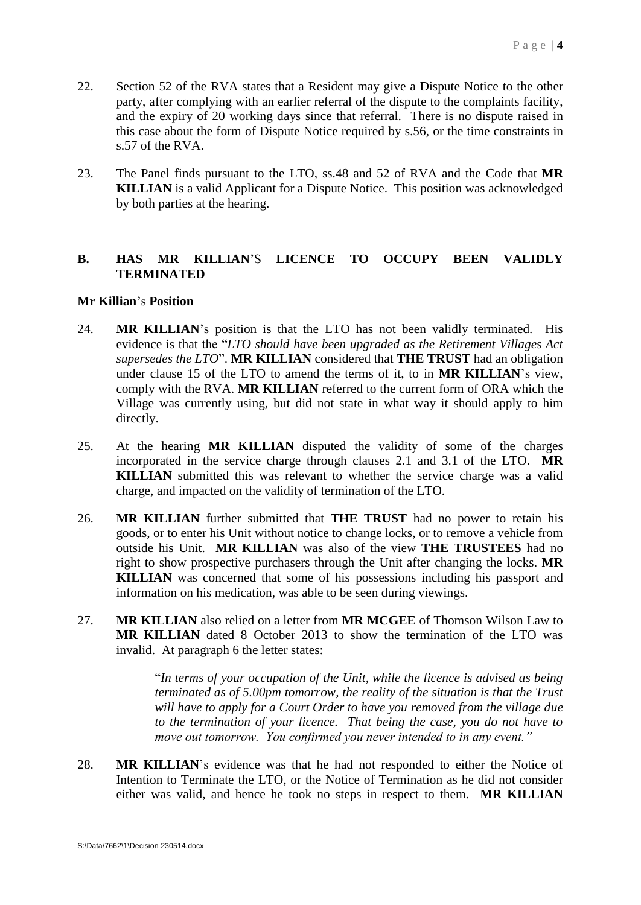22. Section 52 of the RVA states that a Resident may give a Dispute Notice to the other party, after complying with an earlier referral of the dispute to the complaints facility, and the expiry of 20 working days since that referral. There is no dispute raised in this case about the form of Dispute Notice required by s.56, or the time constraints in s.57 of the RVA.

23. The Panel finds pursuant to the LTO, ss.48 and 52 of RVA and the Code that **MR KILLIAN** is a valid Applicant for a Dispute Notice. This position was acknowledged by both parties at the hearing.

## B. HAS MR KILLIAN'S LICENCE TO OCCUPY BEEN VALIDLY TERMINATED

**Mr Killian's Position**

24. **MR KILLIAN**'s position is that the LTO has not been validly terminated. His evidence is that the "*LTO should have been upgraded as the Retirement Villages Act supersedes the LTO*". **MR KILLIAN** considered that **THE TRUST** had an obligation under clause 15 of the LTO to amend the terms of it, to in **MR KILLIAN**'s view, comply with the RVA. **MR KILLIAN** referred to the current form of ORA which the Village was currently using, but did not state in what way it should apply to him directly.

25. At the hearing **MR KILLIAN** disputed the validity of some of the charges incorporated in the service charge through clauses 2.1 and 3.1 of the LTO. **MR KILLIAN** submitted this was relevant to whether the service charge was a valid charge, and impacted on the validity of termination of the LTO.

26. **MR KILLIAN** further submitted that **THE TRUST** had no power to retain his goods, or to enter his Unit without notice to change locks, or to remove a vehicle from outside his Unit. **MR KILLIAN** was also of the view **THE TRUSTEES** had no right to show prospective purchasers through the Unit after changing the locks. **MR KILLIAN** was concerned that some of his possessions including his passport and information on his medication, was able to be seen during viewings.

27. **MR KILLIAN** also relied on a letter from **MR MCGEE** of Thomson Wilson Law to **MR KILLIAN** dated 8 October 2013 to show the termination of the LTO was invalid. At paragraph 6 the letter states:

    > "*In terms of your occupation of the Unit, while the licence is advised as being terminated as of 5.00pm tomorrow, the reality of the situation is that the Trust will have to apply for a Court Order to have you removed from the village due to the termination of your licence. That being the case, you do not have to move out tomorrow. You confirmed you never intended to in any event.*"

28. **MR KILLIAN**'s evidence was that he had not responded to either the Notice of Intention to Terminate the LTO, or the Notice of Termination as he did not consider either was valid, and hence he took no steps in respect to them. **MR KILLIAN**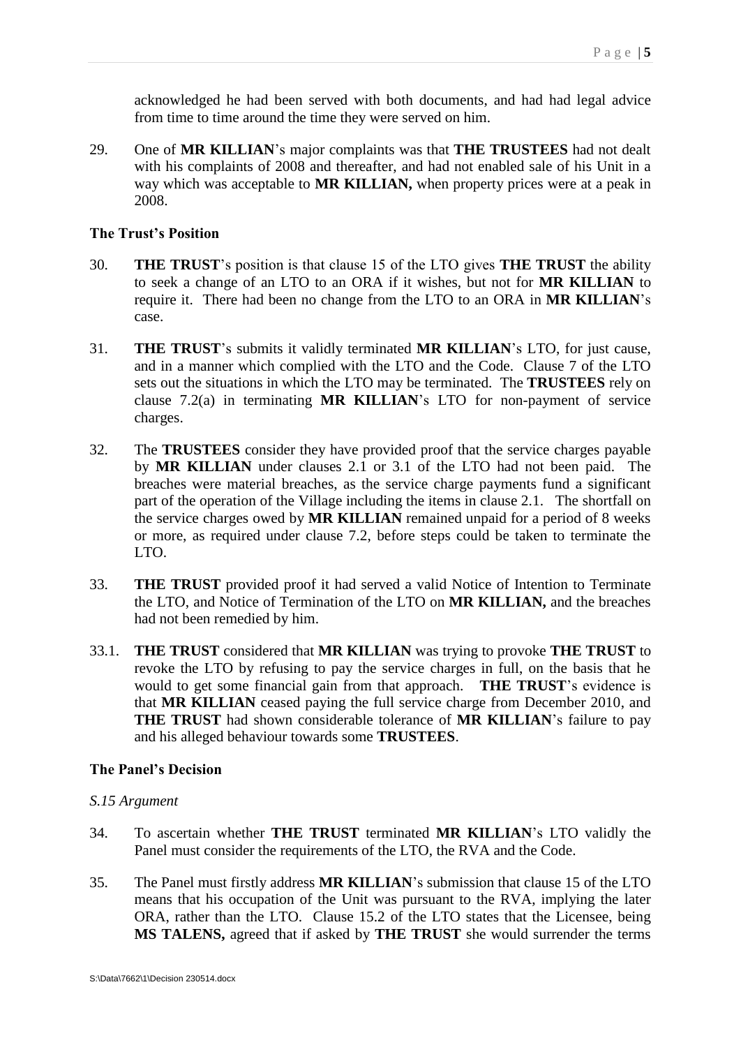acknowledged he had been served with both documents, and had had legal advice from time to time around the time they were served on him.

29. One of **MR KILLIAN**'s major complaints was that **THE TRUSTEES** had not dealt with his complaints of 2008 and thereafter, and had not enabled sale of his Unit in a way which was acceptable to **MR KILLIAN,** when property prices were at a peak in 2008.

### The Trust's Position

30. **THE TRUST**'s position is that clause 15 of the LTO gives **THE TRUST** the ability to seek a change of an LTO to an ORA if it wishes, but not for **MR KILLIAN** to require it. There had been no change from the LTO to an ORA in **MR KILLIAN**'s case.

31. **THE TRUST**'s submits it validly terminated **MR KILLIAN**'s LTO, for just cause, and in a manner which complied with the LTO and the Code. Clause 7 of the LTO sets out the situations in which the LTO may be terminated. The **TRUSTEES** rely on clause 7.2(a) in terminating **MR KILLIAN**'s LTO for non-payment of service charges.

32. The **TRUSTEES** consider they have provided proof that the service charges payable by **MR KILLIAN** under clauses 2.1 or 3.1 of the LTO had not been paid. The breaches were material breaches, as the service charge payments fund a significant part of the operation of the Village including the items in clause 2.1. The shortfall on the service charges owed by **MR KILLIAN** remained unpaid for a period of 8 weeks or more, as required under clause 7.2, before steps could be taken to terminate the LTO.

33. **THE TRUST** provided proof it had served a valid Notice of Intention to Terminate the LTO, and Notice of Termination of the LTO on **MR KILLIAN,** and the breaches had not been remedied by him.

33.1. **THE TRUST** considered that **MR KILLIAN** was trying to provoke **THE TRUST** to revoke the LTO by refusing to pay the service charges in full, on the basis that he would to get some financial gain from that approach. **THE TRUST**'s evidence is that **MR KILLIAN** ceased paying the full service charge from December 2010, and **THE TRUST** had shown considerable tolerance of **MR KILLIAN**'s failure to pay and his alleged behaviour towards some **TRUSTEES**.

### The Panel's Decision

#### *S.15 Argument*

34. To ascertain whether **THE TRUST** terminated **MR KILLIAN**'s LTO validly the Panel must consider the requirements of the LTO, the RVA and the Code.

35. The Panel must firstly address **MR KILLIAN**'s submission that clause 15 of the LTO means that his occupation of the Unit was pursuant to the RVA, implying the later ORA, rather than the LTO. Clause 15.2 of the LTO states that the Licensee, being **MS TALENS,** agreed that if asked by **THE TRUST** she would surrender the terms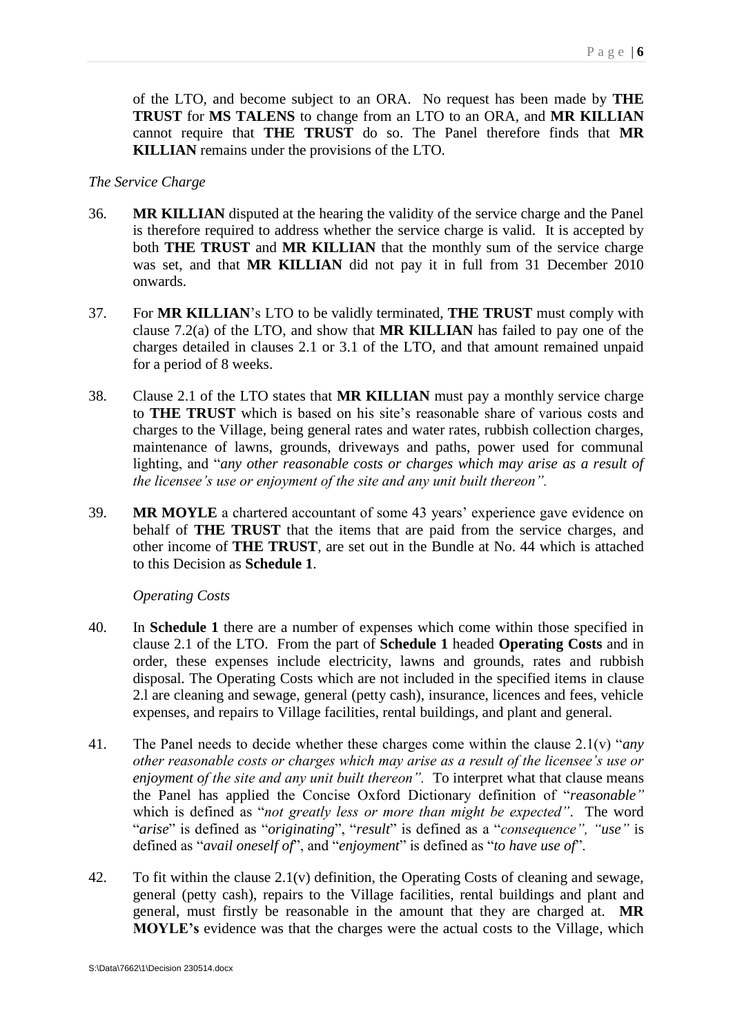of the LTO, and become subject to an ORA. No request has been made by **THE TRUST** for **MS TALENS** to change from an LTO to an ORA, and **MR KILLIAN** cannot require that **THE TRUST** do so. The Panel therefore finds that **MR KILLIAN** remains under the provisions of the LTO.

*The Service Charge*

36. **MR KILLIAN** disputed at the hearing the validity of the service charge and the Panel is therefore required to address whether the service charge is valid. It is accepted by both **THE TRUST** and **MR KILLIAN** that the monthly sum of the service charge was set, and that **MR KILLIAN** did not pay it in full from 31 December 2010 onwards.

37. For **MR KILLIAN**'s LTO to be validly terminated, **THE TRUST** must comply with clause 7.2(a) of the LTO, and show that **MR KILLIAN** has failed to pay one of the charges detailed in clauses 2.1 or 3.1 of the LTO, and that amount remained unpaid for a period of 8 weeks.

38. Clause 2.1 of the LTO states that **MR KILLIAN** must pay a monthly service charge to **THE TRUST** which is based on his site's reasonable share of various costs and charges to the Village, being general rates and water rates, rubbish collection charges, maintenance of lawns, grounds, driveways and paths, power used for communal lighting, and "*any other reasonable costs or charges which may arise as a result of the licensee's use or enjoyment of the site and any unit built thereon".*

39. **MR MOYLE** a chartered accountant of some 43 years' experience gave evidence on behalf of **THE TRUST** that the items that are paid from the service charges, and other income of **THE TRUST**, are set out in the Bundle at No. 44 which is attached to this Decision as **Schedule 1**.

*Operating Costs*

40. In **Schedule 1** there are a number of expenses which come within those specified in clause 2.1 of the LTO. From the part of **Schedule 1** headed **Operating Costs** and in order, these expenses include electricity, lawns and grounds, rates and rubbish disposal. The Operating Costs which are not included in the specified items in clause 2.l are cleaning and sewage, general (petty cash), insurance, licences and fees, vehicle expenses, and repairs to Village facilities, rental buildings, and plant and general.

41. The Panel needs to decide whether these charges come within the clause 2.1(v) "*any other reasonable costs or charges which may arise as a result of the licensee's use or enjoyment of the site and any unit built thereon".* To interpret what that clause means the Panel has applied the Concise Oxford Dictionary definition of "*reasonable"* which is defined as "*not greatly less or more than might be expected"*. The word "*arise*" is defined as "*originating*", "*result*" is defined as a "*consequence", "use"* is defined as "*avail oneself of*", and "*enjoyment*" is defined as "*to have use of*".

42. To fit within the clause 2.1(v) definition, the Operating Costs of cleaning and sewage, general (petty cash), repairs to the Village facilities, rental buildings and plant and general, must firstly be reasonable in the amount that they are charged at. **MR MOYLE's** evidence was that the charges were the actual costs to the Village, which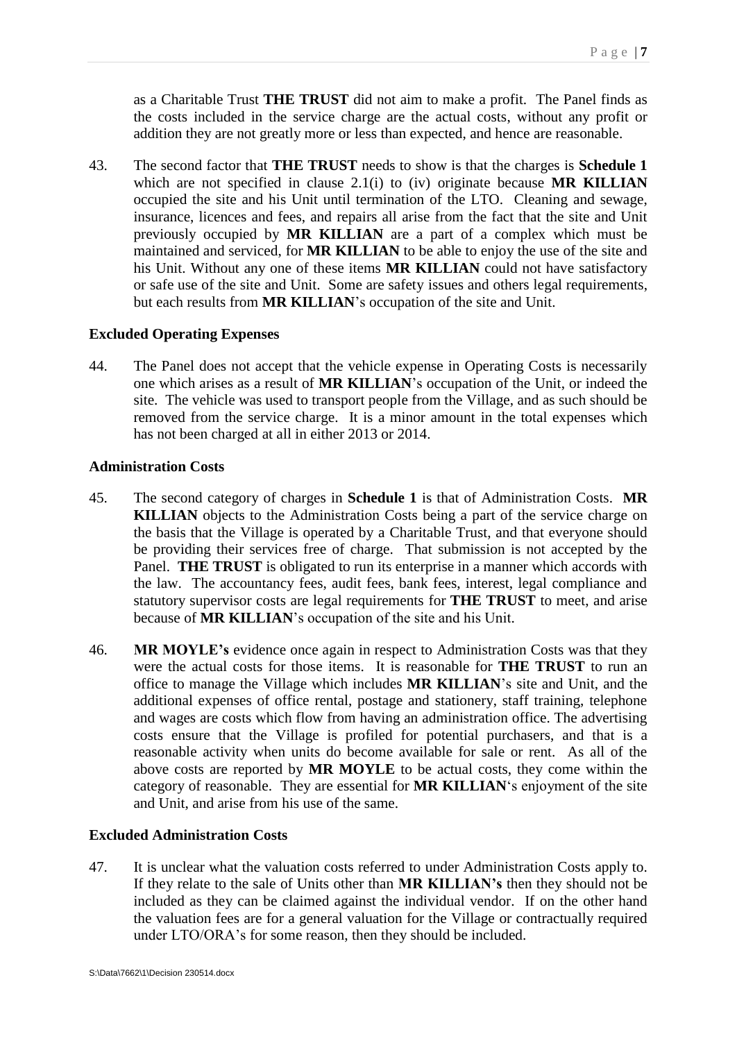as a Charitable Trust **THE TRUST** did not aim to make a profit. The Panel finds as the costs included in the service charge are the actual costs, without any profit or addition they are not greatly more or less than expected, and hence are reasonable.

43. The second factor that **THE TRUST** needs to show is that the charges is **Schedule 1** which are not specified in clause 2.1(i) to (iv) originate because **MR KILLIAN** occupied the site and his Unit until termination of the LTO. Cleaning and sewage, insurance, licences and fees, and repairs all arise from the fact that the site and Unit previously occupied by **MR KILLIAN** are a part of a complex which must be maintained and serviced, for **MR KILLIAN** to be able to enjoy the use of the site and his Unit. Without any one of these items **MR KILLIAN** could not have satisfactory or safe use of the site and Unit. Some are safety issues and others legal requirements, but each results from **MR KILLIAN**'s occupation of the site and Unit.

**Excluded Operating Expenses**

44. The Panel does not accept that the vehicle expense in Operating Costs is necessarily one which arises as a result of **MR KILLIAN**'s occupation of the Unit, or indeed the site. The vehicle was used to transport people from the Village, and as such should be removed from the service charge. It is a minor amount in the total expenses which has not been charged at all in either 2013 or 2014.

**Administration Costs**

45. The second category of charges in **Schedule 1** is that of Administration Costs. **MR KILLIAN** objects to the Administration Costs being a part of the service charge on the basis that the Village is operated by a Charitable Trust, and that everyone should be providing their services free of charge. That submission is not accepted by the Panel. **THE TRUST** is obligated to run its enterprise in a manner which accords with the law. The accountancy fees, audit fees, bank fees, interest, legal compliance and statutory supervisor costs are legal requirements for **THE TRUST** to meet, and arise because of **MR KILLIAN**'s occupation of the site and his Unit.

46. **MR MOYLE's** evidence once again in respect to Administration Costs was that they were the actual costs for those items. It is reasonable for **THE TRUST** to run an office to manage the Village which includes **MR KILLIAN**'s site and Unit, and the additional expenses of office rental, postage and stationery, staff training, telephone and wages are costs which flow from having an administration office. The advertising costs ensure that the Village is profiled for potential purchasers, and that is a reasonable activity when units do become available for sale or rent. As all of the above costs are reported by **MR MOYLE** to be actual costs, they come within the category of reasonable. They are essential for **MR KILLIAN**'s enjoyment of the site and Unit, and arise from his use of the same.

**Excluded Administration Costs**

47. It is unclear what the valuation costs referred to under Administration Costs apply to. If they relate to the sale of Units other than **MR KILLIAN's** then they should not be included as they can be claimed against the individual vendor. If on the other hand the valuation fees are for a general valuation for the Village or contractually required under LTO/ORA's for some reason, then they should be included.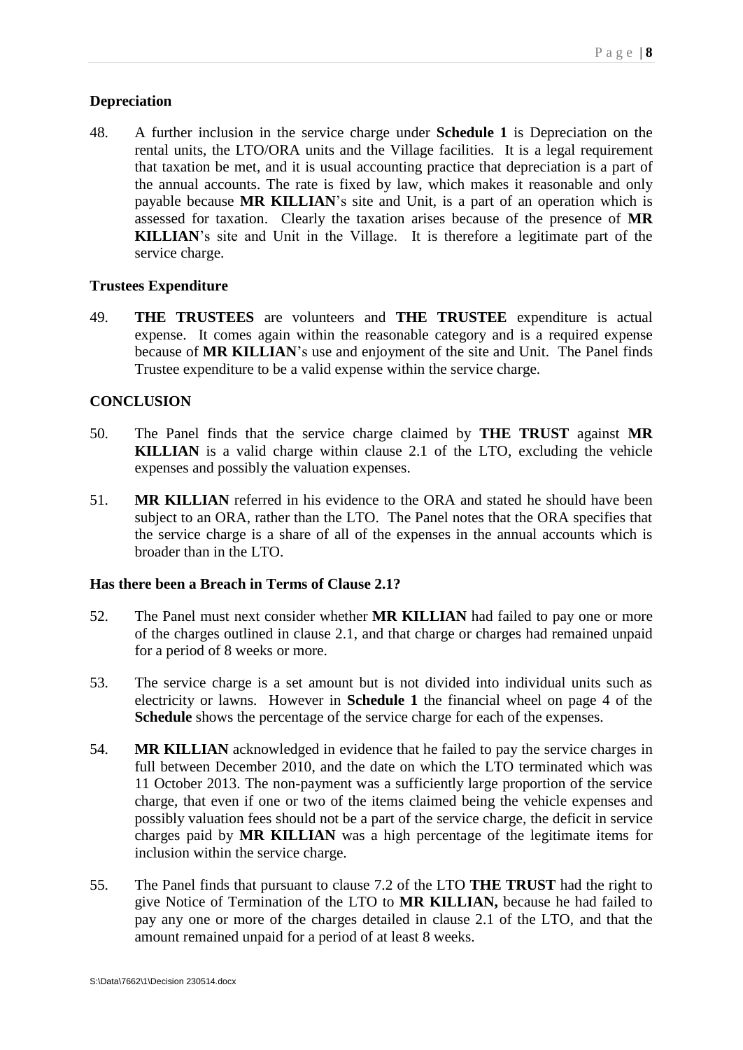**Depreciation**

48. A further inclusion in the service charge under **Schedule 1** is Depreciation on the rental units, the LTO/ORA units and the Village facilities. It is a legal requirement that taxation be met, and it is usual accounting practice that depreciation is a part of the annual accounts. The rate is fixed by law, which makes it reasonable and only payable because **MR KILLIAN**'s site and Unit, is a part of an operation which is assessed for taxation. Clearly the taxation arises because of the presence of **MR KILLIAN**'s site and Unit in the Village. It is therefore a legitimate part of the service charge.

**Trustees Expenditure**

49. **THE TRUSTEES** are volunteers and **THE TRUSTEE** expenditure is actual expense. It comes again within the reasonable category and is a required expense because of **MR KILLIAN**'s use and enjoyment of the site and Unit. The Panel finds Trustee expenditure to be a valid expense within the service charge.

**CONCLUSION**

50. The Panel finds that the service charge claimed by **THE TRUST** against **MR KILLIAN** is a valid charge within clause 2.1 of the LTO, excluding the vehicle expenses and possibly the valuation expenses.

51. **MR KILLIAN** referred in his evidence to the ORA and stated he should have been subject to an ORA, rather than the LTO. The Panel notes that the ORA specifies that the service charge is a share of all of the expenses in the annual accounts which is broader than in the LTO.

**Has there been a Breach in Terms of Clause 2.1?**

52. The Panel must next consider whether **MR KILLIAN** had failed to pay one or more of the charges outlined in clause 2.1, and that charge or charges had remained unpaid for a period of 8 weeks or more.

53. The service charge is a set amount but is not divided into individual units such as electricity or lawns. However in **Schedule 1** the financial wheel on page 4 of the **Schedule** shows the percentage of the service charge for each of the expenses.

54. **MR KILLIAN** acknowledged in evidence that he failed to pay the service charges in full between December 2010, and the date on which the LTO terminated which was 11 October 2013. The non-payment was a sufficiently large proportion of the service charge, that even if one or two of the items claimed being the vehicle expenses and possibly valuation fees should not be a part of the service charge, the deficit in service charges paid by **MR KILLIAN** was a high percentage of the legitimate items for inclusion within the service charge.

55. The Panel finds that pursuant to clause 7.2 of the LTO **THE TRUST** had the right to give Notice of Termination of the LTO to **MR KILLIAN,** because he had failed to pay any one or more of the charges detailed in clause 2.1 of the LTO, and that the amount remained unpaid for a period of at least 8 weeks.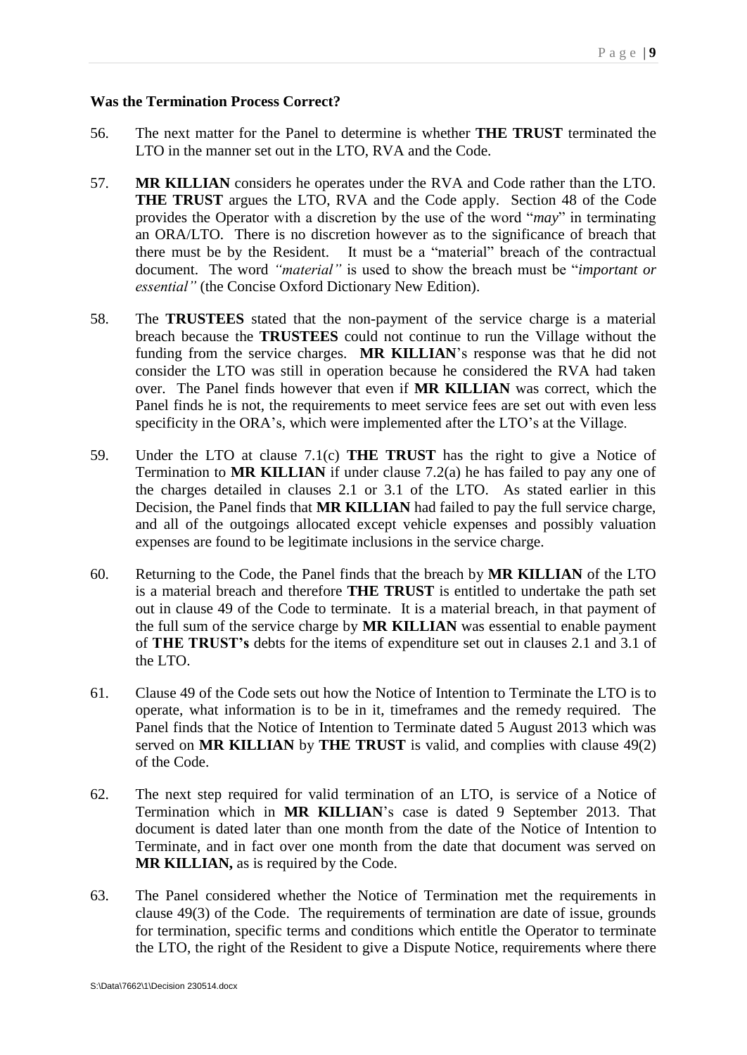**Was the Termination Process Correct?**

56. The next matter for the Panel to determine is whether **THE TRUST** terminated the LTO in the manner set out in the LTO, RVA and the Code.

57. **MR KILLIAN** considers he operates under the RVA and Code rather than the LTO. **THE TRUST** argues the LTO, RVA and the Code apply. Section 48 of the Code provides the Operator with a discretion by the use of the word "*may*" in terminating an ORA/LTO. There is no discretion however as to the significance of breach that there must be by the Resident. It must be a "material" breach of the contractual document. The word *"material"* is used to show the breach must be "*important or essential"* (the Concise Oxford Dictionary New Edition).

58. The **TRUSTEES** stated that the non-payment of the service charge is a material breach because the **TRUSTEES** could not continue to run the Village without the funding from the service charges. **MR KILLIAN**'s response was that he did not consider the LTO was still in operation because he considered the RVA had taken over. The Panel finds however that even if **MR KILLIAN** was correct, which the Panel finds he is not, the requirements to meet service fees are set out with even less specificity in the ORA's, which were implemented after the LTO's at the Village.

59. Under the LTO at clause 7.1(c) **THE TRUST** has the right to give a Notice of Termination to **MR KILLIAN** if under clause 7.2(a) he has failed to pay any one of the charges detailed in clauses 2.1 or 3.1 of the LTO. As stated earlier in this Decision, the Panel finds that **MR KILLIAN** had failed to pay the full service charge, and all of the outgoings allocated except vehicle expenses and possibly valuation expenses are found to be legitimate inclusions in the service charge.

60. Returning to the Code, the Panel finds that the breach by **MR KILLIAN** of the LTO is a material breach and therefore **THE TRUST** is entitled to undertake the path set out in clause 49 of the Code to terminate. It is a material breach, in that payment of the full sum of the service charge by **MR KILLIAN** was essential to enable payment of **THE TRUST's** debts for the items of expenditure set out in clauses 2.1 and 3.1 of the LTO.

61. Clause 49 of the Code sets out how the Notice of Intention to Terminate the LTO is to operate, what information is to be in it, timeframes and the remedy required. The Panel finds that the Notice of Intention to Terminate dated 5 August 2013 which was served on **MR KILLIAN** by **THE TRUST** is valid, and complies with clause 49(2) of the Code.

62. The next step required for valid termination of an LTO, is service of a Notice of Termination which in **MR KILLIAN**'s case is dated 9 September 2013. That document is dated later than one month from the date of the Notice of Intention to Terminate, and in fact over one month from the date that document was served on **MR KILLIAN,** as is required by the Code.

63. The Panel considered whether the Notice of Termination met the requirements in clause 49(3) of the Code. The requirements of termination are date of issue, grounds for termination, specific terms and conditions which entitle the Operator to terminate the LTO, the right of the Resident to give a Dispute Notice, requirements where there

S:\Data\7662\1\Decision 230514.docx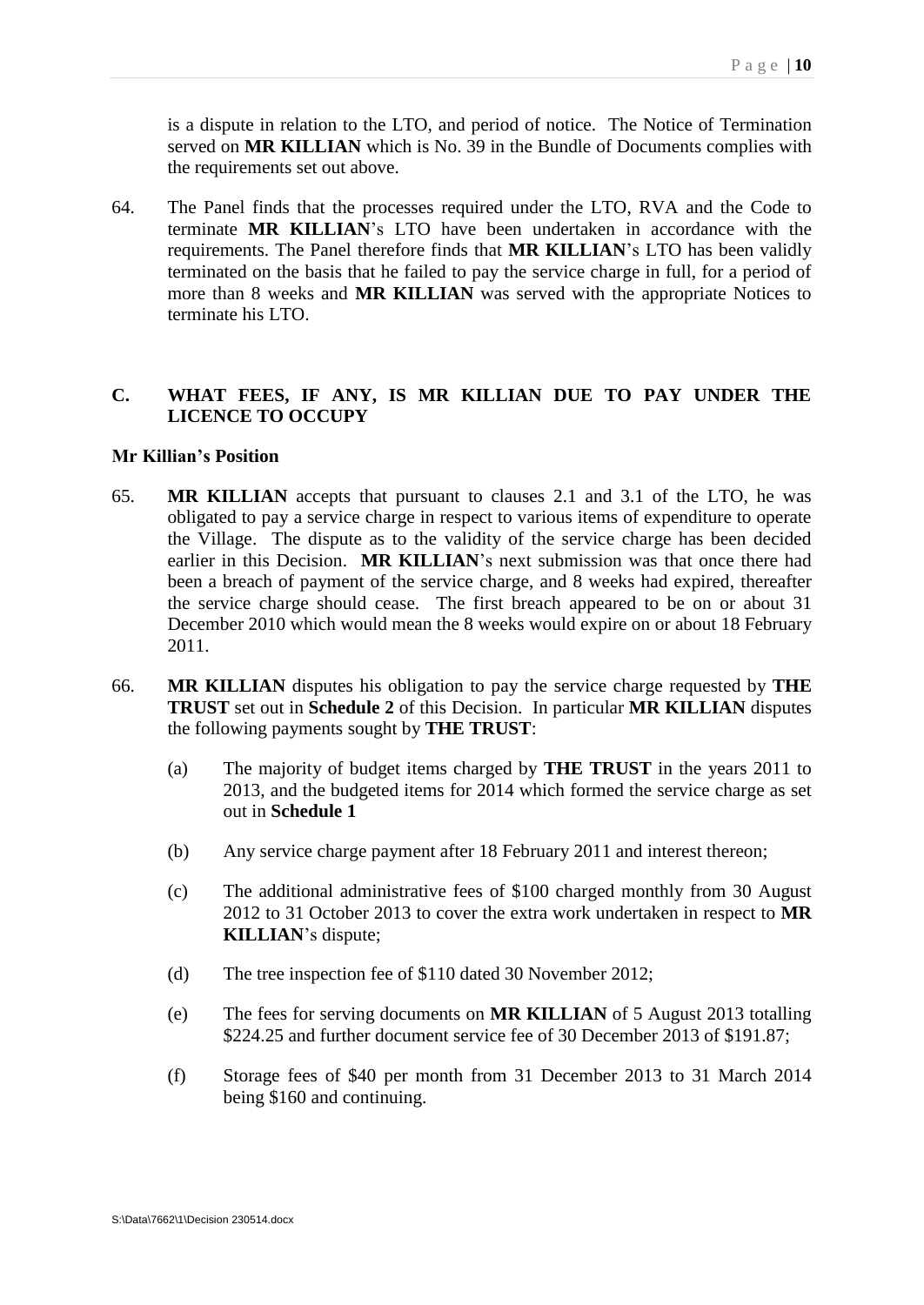is a dispute in relation to the LTO, and period of notice. The Notice of Termination served on **MR KILLIAN** which is No. 39 in the Bundle of Documents complies with the requirements set out above.

64. The Panel finds that the processes required under the LTO, RVA and the Code to terminate **MR KILLIAN**'s LTO have been undertaken in accordance with the requirements. The Panel therefore finds that **MR KILLIAN**'s LTO has been validly terminated on the basis that he failed to pay the service charge in full, for a period of more than 8 weeks and **MR KILLIAN** was served with the appropriate Notices to terminate his LTO.

## C. WHAT FEES, IF ANY, IS MR KILLIAN DUE TO PAY UNDER THE LICENCE TO OCCUPY

**Mr Killian's Position**

65. **MR KILLIAN** accepts that pursuant to clauses 2.1 and 3.1 of the LTO, he was obligated to pay a service charge in respect to various items of expenditure to operate the Village. The dispute as to the validity of the service charge has been decided earlier in this Decision. **MR KILLIAN**'s next submission was that once there had been a breach of payment of the service charge, and 8 weeks had expired, thereafter the service charge should cease. The first breach appeared to be on or about 31 December 2010 which would mean the 8 weeks would expire on or about 18 February 2011.

66. **MR KILLIAN** disputes his obligation to pay the service charge requested by **THE TRUST** set out in **Schedule 2** of this Decision. In particular **MR KILLIAN** disputes the following payments sought by **THE TRUST**:

    (a) The majority of budget items charged by **THE TRUST** in the years 2011 to 2013, and the budgeted items for 2014 which formed the service charge as set out in **Schedule 1**

    (b) Any service charge payment after 18 February 2011 and interest thereon;

    (c) The additional administrative fees of $100 charged monthly from 30 August 2012 to 31 October 2013 to cover the extra work undertaken in respect to **MR KILLIAN**'s dispute;

    (d) The tree inspection fee of $110 dated 30 November 2012;

    (e) The fees for serving documents on **MR KILLIAN** of 5 August 2013 totalling $224.25 and further document service fee of 30 December 2013 of $191.87;

    (f) Storage fees of $40 per month from 31 December 2013 to 31 March 2014 being $160 and continuing.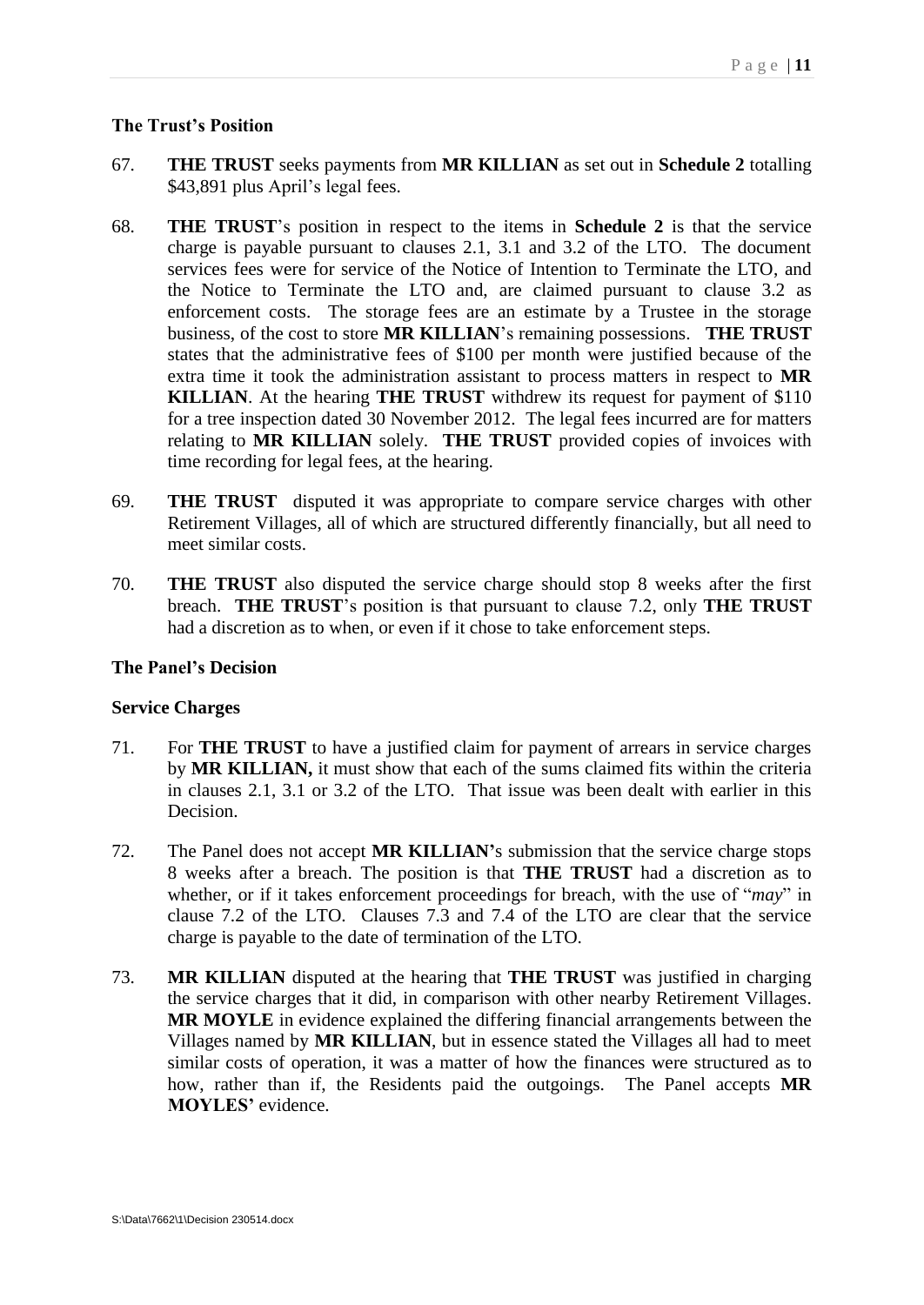### The Trust's Position

67. **THE TRUST** seeks payments from **MR KILLIAN** as set out in **Schedule 2** totalling \$43,891 plus April's legal fees.

68. **THE TRUST**'s position in respect to the items in **Schedule 2** is that the service charge is payable pursuant to clauses 2.1, 3.1 and 3.2 of the LTO. The document services fees were for service of the Notice of Intention to Terminate the LTO, and the Notice to Terminate the LTO and, are claimed pursuant to clause 3.2 as enforcement costs. The storage fees are an estimate by a Trustee in the storage business, of the cost to store **MR KILLIAN**'s remaining possessions. **THE TRUST** states that the administrative fees of \$100 per month were justified because of the extra time it took the administration assistant to process matters in respect to **MR KILLIAN**. At the hearing **THE TRUST** withdrew its request for payment of \$110 for a tree inspection dated 30 November 2012. The legal fees incurred are for matters relating to **MR KILLIAN** solely. **THE TRUST** provided copies of invoices with time recording for legal fees, at the hearing.

69. **THE TRUST** disputed it was appropriate to compare service charges with other Retirement Villages, all of which are structured differently financially, but all need to meet similar costs.

70. **THE TRUST** also disputed the service charge should stop 8 weeks after the first breach. **THE TRUST**'s position is that pursuant to clause 7.2, only **THE TRUST** had a discretion as to when, or even if it chose to take enforcement steps.

### The Panel's Decision

### Service Charges

71. For **THE TRUST** to have a justified claim for payment of arrears in service charges by **MR KILLIAN,** it must show that each of the sums claimed fits within the criteria in clauses 2.1, 3.1 or 3.2 of the LTO. That issue was been dealt with earlier in this Decision.

72. The Panel does not accept **MR KILLIAN'**s submission that the service charge stops 8 weeks after a breach. The position is that **THE TRUST** had a discretion as to whether, or if it takes enforcement proceedings for breach, with the use of "*may*" in clause 7.2 of the LTO. Clauses 7.3 and 7.4 of the LTO are clear that the service charge is payable to the date of termination of the LTO.

73. **MR KILLIAN** disputed at the hearing that **THE TRUST** was justified in charging the service charges that it did, in comparison with other nearby Retirement Villages. **MR MOYLE** in evidence explained the differing financial arrangements between the Villages named by **MR KILLIAN**, but in essence stated the Villages all had to meet similar costs of operation, it was a matter of how the finances were structured as to how, rather than if, the Residents paid the outgoings. The Panel accepts **MR MOYLES'** evidence.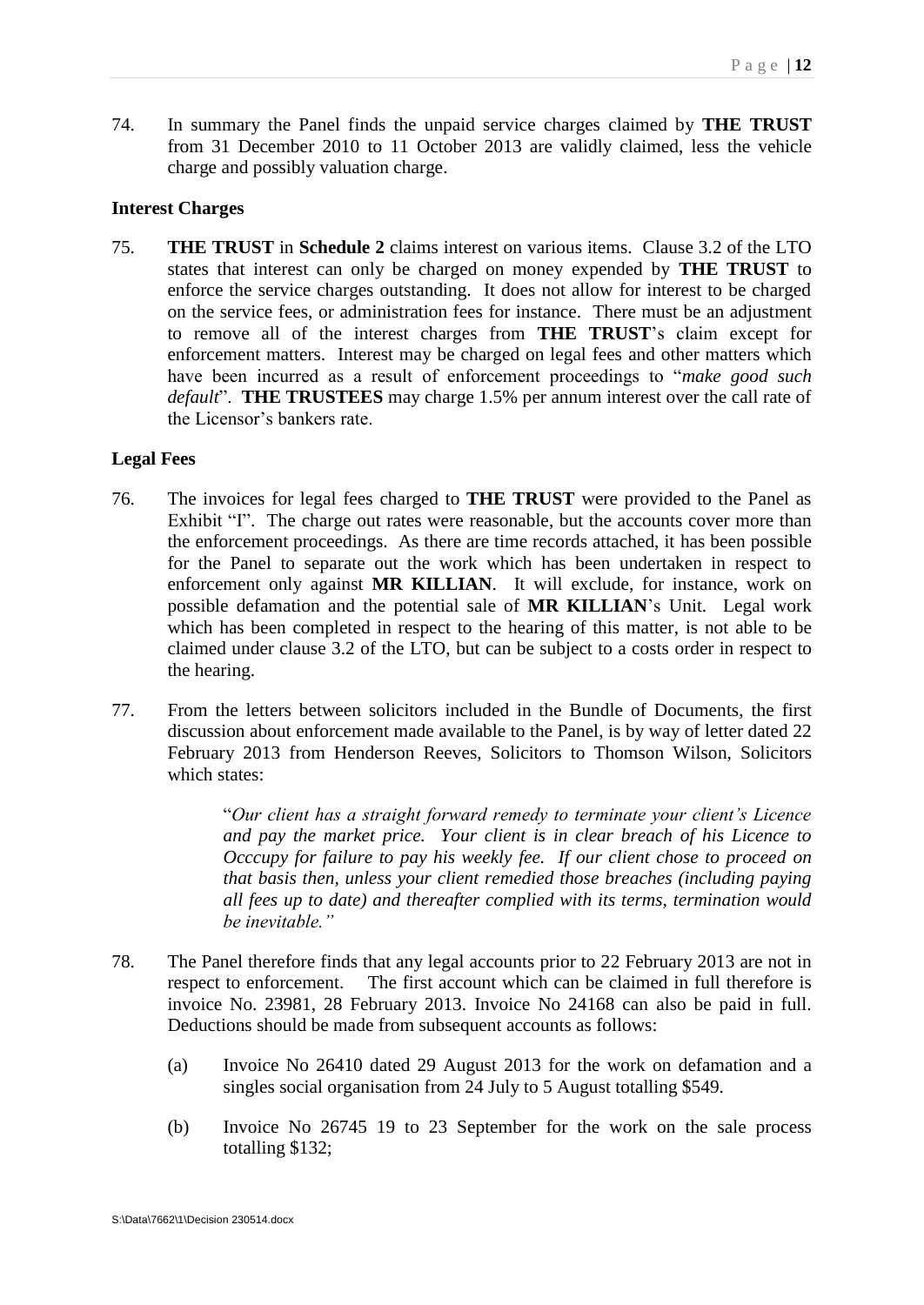74. In summary the Panel finds the unpaid service charges claimed by **THE TRUST** from 31 December 2010 to 11 October 2013 are validly claimed, less the vehicle charge and possibly valuation charge.

**Interest Charges**

75. **THE TRUST** in **Schedule 2** claims interest on various items. Clause 3.2 of the LTO states that interest can only be charged on money expended by **THE TRUST** to enforce the service charges outstanding. It does not allow for interest to be charged on the service fees, or administration fees for instance. There must be an adjustment to remove all of the interest charges from **THE TRUST**'s claim except for enforcement matters. Interest may be charged on legal fees and other matters which have been incurred as a result of enforcement proceedings to "*make good such default*". **THE TRUSTEES** may charge 1.5% per annum interest over the call rate of the Licensor's bankers rate.

**Legal Fees**

76. The invoices for legal fees charged to **THE TRUST** were provided to the Panel as Exhibit "I". The charge out rates were reasonable, but the accounts cover more than the enforcement proceedings. As there are time records attached, it has been possible for the Panel to separate out the work which has been undertaken in respect to enforcement only against **MR KILLIAN**. It will exclude, for instance, work on possible defamation and the potential sale of **MR KILLIAN**'s Unit. Legal work which has been completed in respect to the hearing of this matter, is not able to be claimed under clause 3.2 of the LTO, but can be subject to a costs order in respect to the hearing.

77. From the letters between solicitors included in the Bundle of Documents, the first discussion about enforcement made available to the Panel, is by way of letter dated 22 February 2013 from Henderson Reeves, Solicitors to Thomson Wilson, Solicitors which states:

> "*Our client has a straight forward remedy to terminate your client's Licence and pay the market price. Your client is in clear breach of his Licence to Occcupy for failure to pay his weekly fee. If our client chose to proceed on that basis then, unless your client remedied those breaches (including paying all fees up to date) and thereafter complied with its terms, termination would be inevitable."*

78. The Panel therefore finds that any legal accounts prior to 22 February 2013 are not in respect to enforcement. The first account which can be claimed in full therefore is invoice No. 23981, 28 February 2013. Invoice No 24168 can also be paid in full. Deductions should be made from subsequent accounts as follows:

    (a) Invoice No 26410 dated 29 August 2013 for the work on defamation and a singles social organisation from 24 July to 5 August totalling $549.

    (b) Invoice No 26745 19 to 23 September for the work on the sale process totalling $132;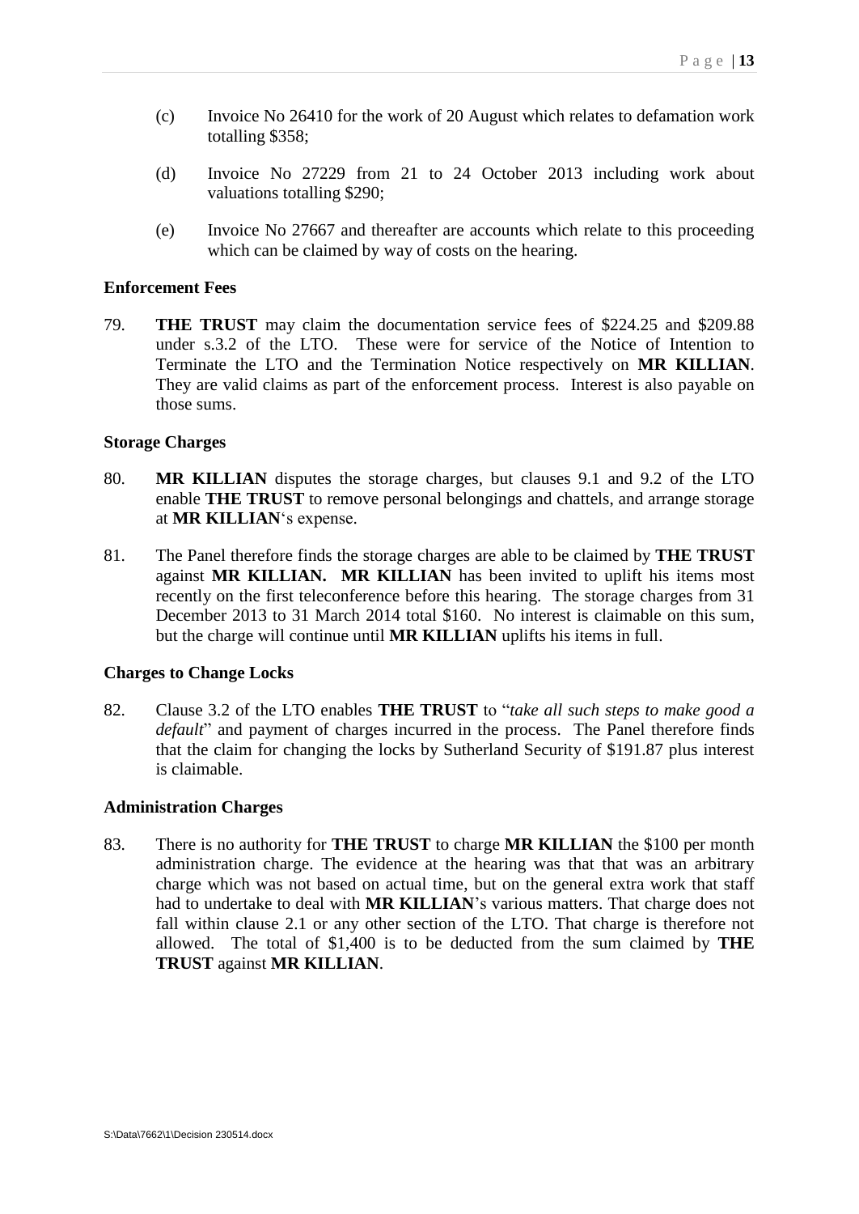(c) Invoice No 26410 for the work of 20 August which relates to defamation work totalling $358;

(d) Invoice No 27229 from 21 to 24 October 2013 including work about valuations totalling $290;

(e) Invoice No 27667 and thereafter are accounts which relate to this proceeding which can be claimed by way of costs on the hearing.

**Enforcement Fees**

79. **THE TRUST** may claim the documentation service fees of $224.25 and $209.88 under s.3.2 of the LTO. These were for service of the Notice of Intention to Terminate the LTO and the Termination Notice respectively on **MR KILLIAN**. They are valid claims as part of the enforcement process. Interest is also payable on those sums.

**Storage Charges**

80. **MR KILLIAN** disputes the storage charges, but clauses 9.1 and 9.2 of the LTO enable **THE TRUST** to remove personal belongings and chattels, and arrange storage at **MR KILLIAN**'s expense.

81. The Panel therefore finds the storage charges are able to be claimed by **THE TRUST** against **MR KILLIAN. MR KILLIAN** has been invited to uplift his items most recently on the first teleconference before this hearing. The storage charges from 31 December 2013 to 31 March 2014 total $160. No interest is claimable on this sum, but the charge will continue until **MR KILLIAN** uplifts his items in full.

**Charges to Change Locks**

82. Clause 3.2 of the LTO enables **THE TRUST** to "*take all such steps to make good a default*" and payment of charges incurred in the process. The Panel therefore finds that the claim for changing the locks by Sutherland Security of $191.87 plus interest is claimable.

**Administration Charges**

83. There is no authority for **THE TRUST** to charge **MR KILLIAN** the $100 per month administration charge. The evidence at the hearing was that that was an arbitrary charge which was not based on actual time, but on the general extra work that staff had to undertake to deal with **MR KILLIAN**'s various matters. That charge does not fall within clause 2.1 or any other section of the LTO. That charge is therefore not allowed. The total of $1,400 is to be deducted from the sum claimed by **THE TRUST** against **MR KILLIAN**.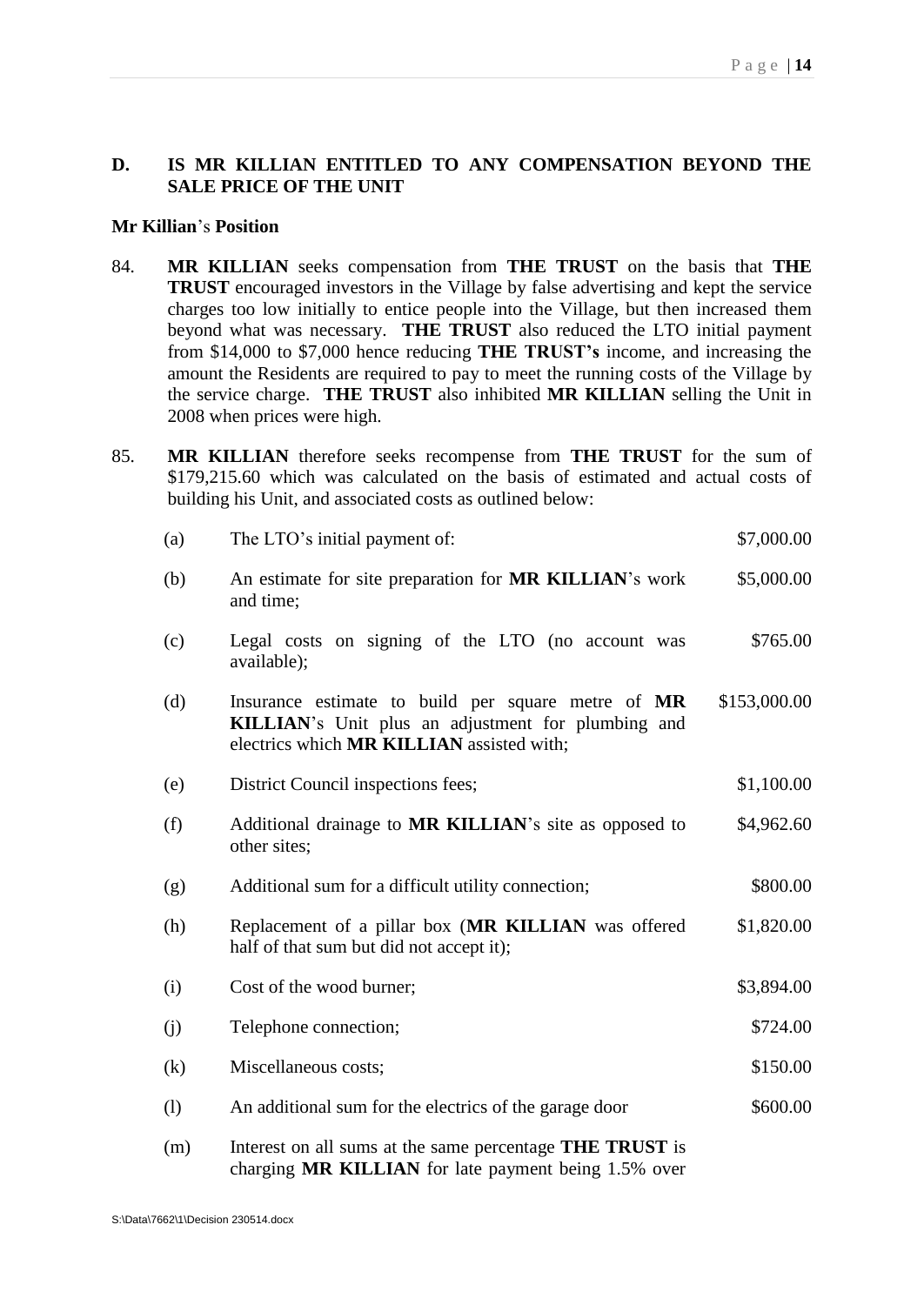## D. IS MR KILLIAN ENTITLED TO ANY COMPENSATION BEYOND THE SALE PRICE OF THE UNIT

**Mr Killian**'s **Position**

84. **MR KILLIAN** seeks compensation from **THE TRUST** on the basis that **THE TRUST** encouraged investors in the Village by false advertising and kept the service charges too low initially to entice people into the Village, but then increased them beyond what was necessary. **THE TRUST** also reduced the LTO initial payment from $14,000 to $7,000 hence reducing **THE TRUST's** income, and increasing the amount the Residents are required to pay to meet the running costs of the Village by the service charge. **THE TRUST** also inhibited **MR KILLIAN** selling the Unit in 2008 when prices were high.

85. **MR KILLIAN** therefore seeks recompense from **THE TRUST** for the sum of $179,215.60 which was calculated on the basis of estimated and actual costs of building his Unit, and associated costs as outlined below:

| | | |
|---|---|---|
| (a) | The LTO's initial payment of: | $7,000.00 |
| (b) | An estimate for site preparation for **MR KILLIAN**'s work and time; | $5,000.00 |
| (c) | Legal costs on signing of the LTO (no account was available); | $765.00 |
| (d) | Insurance estimate to build per square metre of **MR KILLIAN**'s Unit plus an adjustment for plumbing and electrics which **MR KILLIAN** assisted with; | $153,000.00 |
| (e) | District Council inspections fees; | $1,100.00 |
| (f) | Additional drainage to **MR KILLIAN**'s site as opposed to other sites; | $4,962.60 |
| (g) | Additional sum for a difficult utility connection; | $800.00 |
| (h) | Replacement of a pillar box (**MR KILLIAN** was offered half of that sum but did not accept it); | $1,820.00 |
| (i) | Cost of the wood burner; | $3,894.00 |
| (j) | Telephone connection; | $724.00 |
| (k) | Miscellaneous costs; | $150.00 |
| (l) | An additional sum for the electrics of the garage door | $600.00 |
| (m) | Interest on all sums at the same percentage **THE TRUST** is charging **MR KILLIAN** for late payment being 1.5% over | |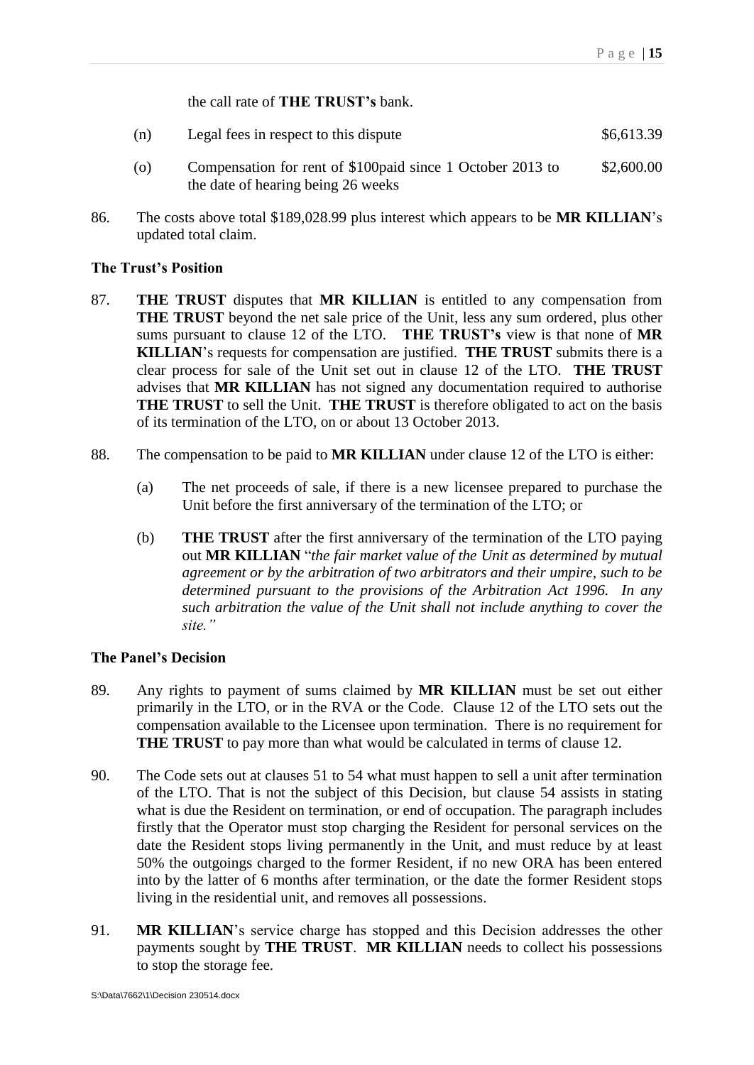the call rate of **THE TRUST's** bank.

(n) Legal fees in respect to this dispute $6,613.39

(o) Compensation for rent of $100paid since 1 October 2013 to the date of hearing being 26 weeks $2,600.00

86. The costs above total $189,028.99 plus interest which appears to be **MR KILLIAN**'s updated total claim.

**The Trust's Position**

87. **THE TRUST** disputes that **MR KILLIAN** is entitled to any compensation from **THE TRUST** beyond the net sale price of the Unit, less any sum ordered, plus other sums pursuant to clause 12 of the LTO. **THE TRUST's** view is that none of **MR KILLIAN**'s requests for compensation are justified. **THE TRUST** submits there is a clear process for sale of the Unit set out in clause 12 of the LTO. **THE TRUST** advises that **MR KILLIAN** has not signed any documentation required to authorise **THE TRUST** to sell the Unit. **THE TRUST** is therefore obligated to act on the basis of its termination of the LTO, on or about 13 October 2013.

88. The compensation to be paid to **MR KILLIAN** under clause 12 of the LTO is either:

   (a) The net proceeds of sale, if there is a new licensee prepared to purchase the Unit before the first anniversary of the termination of the LTO; or

   (b) **THE TRUST** after the first anniversary of the termination of the LTO paying out **MR KILLIAN** "*the fair market value of the Unit as determined by mutual agreement or by the arbitration of two arbitrators and their umpire, such to be determined pursuant to the provisions of the Arbitration Act 1996. In any such arbitration the value of the Unit shall not include anything to cover the site.*"

**The Panel's Decision**

89. Any rights to payment of sums claimed by **MR KILLIAN** must be set out either primarily in the LTO, or in the RVA or the Code. Clause 12 of the LTO sets out the compensation available to the Licensee upon termination. There is no requirement for **THE TRUST** to pay more than what would be calculated in terms of clause 12.

90. The Code sets out at clauses 51 to 54 what must happen to sell a unit after termination of the LTO. That is not the subject of this Decision, but clause 54 assists in stating what is due the Resident on termination, or end of occupation. The paragraph includes firstly that the Operator must stop charging the Resident for personal services on the date the Resident stops living permanently in the Unit, and must reduce by at least 50% the outgoings charged to the former Resident, if no new ORA has been entered into by the latter of 6 months after termination, or the date the former Resident stops living in the residential unit, and removes all possessions.

91. **MR KILLIAN**'s service charge has stopped and this Decision addresses the other payments sought by **THE TRUST**. **MR KILLIAN** needs to collect his possessions to stop the storage fee.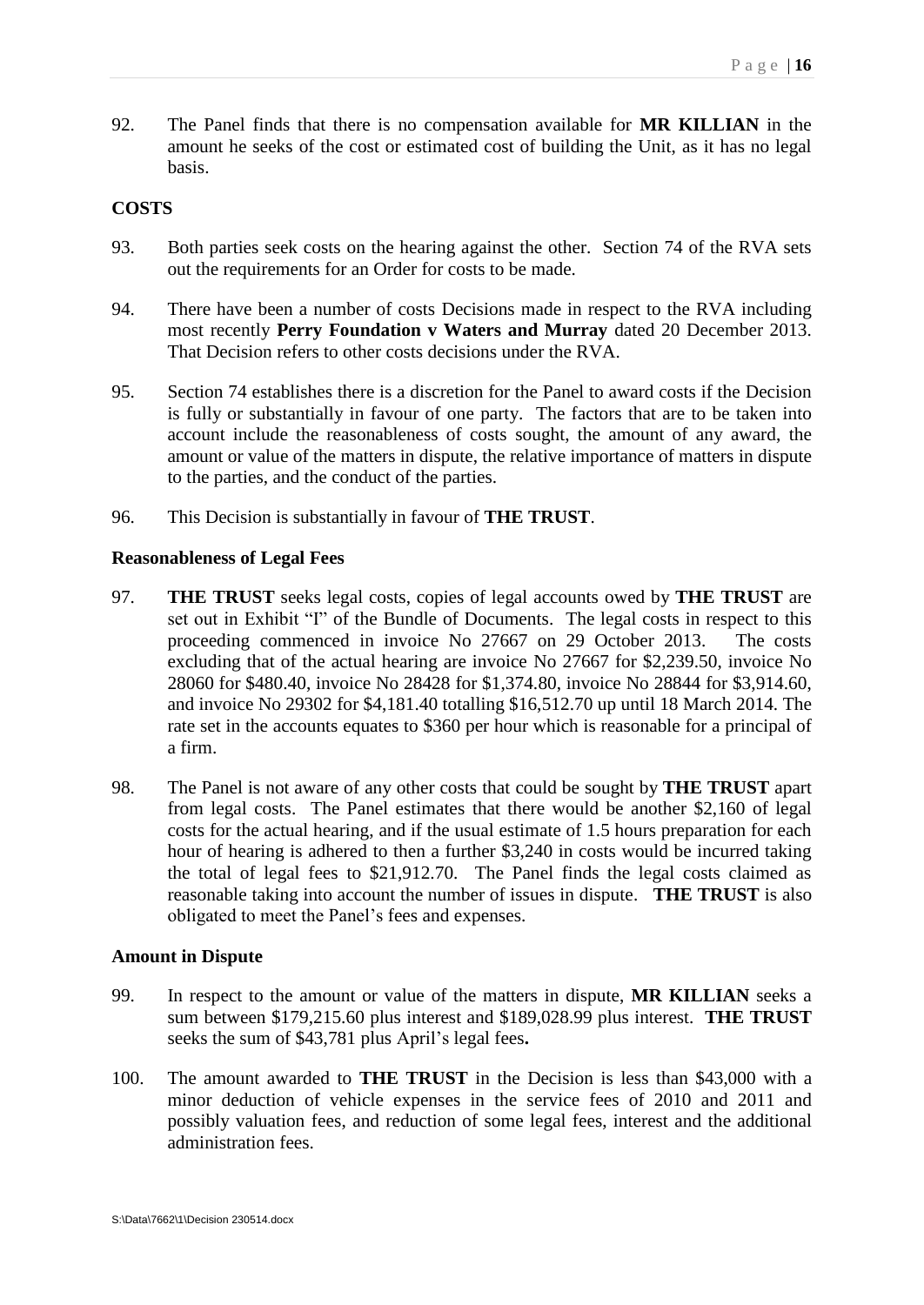92. The Panel finds that there is no compensation available for **MR KILLIAN** in the amount he seeks of the cost or estimated cost of building the Unit, as it has no legal basis.

## COSTS

93. Both parties seek costs on the hearing against the other. Section 74 of the RVA sets out the requirements for an Order for costs to be made.

94. There have been a number of costs Decisions made in respect to the RVA including most recently **Perry Foundation v Waters and Murray** dated 20 December 2013. That Decision refers to other costs decisions under the RVA.

95. Section 74 establishes there is a discretion for the Panel to award costs if the Decision is fully or substantially in favour of one party. The factors that are to be taken into account include the reasonableness of costs sought, the amount of any award, the amount or value of the matters in dispute, the relative importance of matters in dispute to the parties, and the conduct of the parties.

96. This Decision is substantially in favour of **THE TRUST**.

### Reasonableness of Legal Fees

97. **THE TRUST** seeks legal costs, copies of legal accounts owed by **THE TRUST** are set out in Exhibit "I" of the Bundle of Documents. The legal costs in respect to this proceeding commenced in invoice No 27667 on 29 October 2013. The costs excluding that of the actual hearing are invoice No 27667 for $2,239.50, invoice No 28060 for $480.40, invoice No 28428 for $1,374.80, invoice No 28844 for $3,914.60, and invoice No 29302 for $4,181.40 totalling $16,512.70 up until 18 March 2014. The rate set in the accounts equates to $360 per hour which is reasonable for a principal of a firm.

98. The Panel is not aware of any other costs that could be sought by **THE TRUST** apart from legal costs. The Panel estimates that there would be another $2,160 of legal costs for the actual hearing, and if the usual estimate of 1.5 hours preparation for each hour of hearing is adhered to then a further $3,240 in costs would be incurred taking the total of legal fees to $21,912.70. The Panel finds the legal costs claimed as reasonable taking into account the number of issues in dispute. **THE TRUST** is also obligated to meet the Panel's fees and expenses.

### Amount in Dispute

99. In respect to the amount or value of the matters in dispute, **MR KILLIAN** seeks a sum between $179,215.60 plus interest and $189,028.99 plus interest. **THE TRUST** seeks the sum of $43,781 plus April's legal fees**.**

100. The amount awarded to **THE TRUST** in the Decision is less than $43,000 with a minor deduction of vehicle expenses in the service fees of 2010 and 2011 and possibly valuation fees, and reduction of some legal fees, interest and the additional administration fees.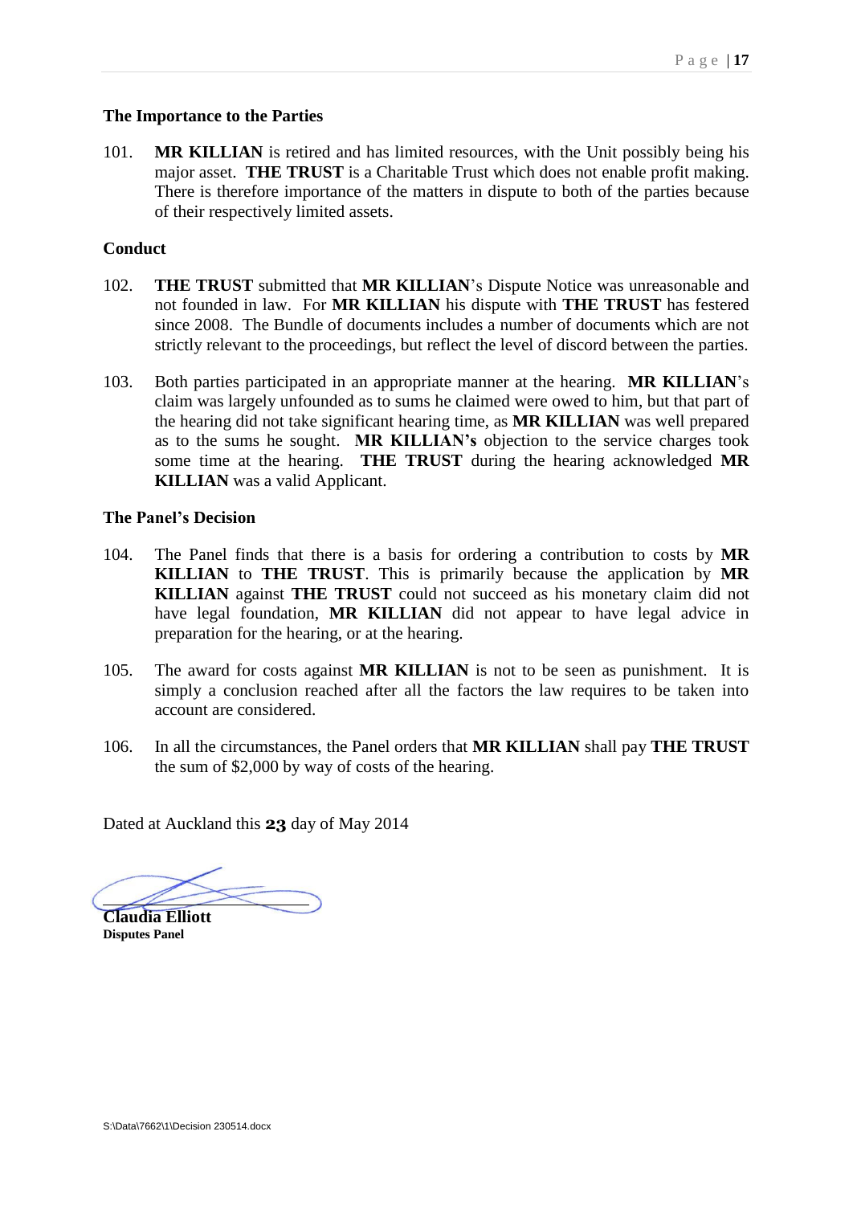**The Importance to the Parties**

101. **MR KILLIAN** is retired and has limited resources, with the Unit possibly being his major asset. **THE TRUST** is a Charitable Trust which does not enable profit making. There is therefore importance of the matters in dispute to both of the parties because of their respectively limited assets.

**Conduct**

102. **THE TRUST** submitted that **MR KILLIAN**'s Dispute Notice was unreasonable and not founded in law. For **MR KILLIAN** his dispute with **THE TRUST** has festered since 2008. The Bundle of documents includes a number of documents which are not strictly relevant to the proceedings, but reflect the level of discord between the parties.

103. Both parties participated in an appropriate manner at the hearing. **MR KILLIAN**'s claim was largely unfounded as to sums he claimed were owed to him, but that part of the hearing did not take significant hearing time, as **MR KILLIAN** was well prepared as to the sums he sought. **MR KILLIAN's** objection to the service charges took some time at the hearing. **THE TRUST** during the hearing acknowledged **MR KILLIAN** was a valid Applicant.

**The Panel's Decision**

104. The Panel finds that there is a basis for ordering a contribution to costs by **MR KILLIAN** to **THE TRUST**. This is primarily because the application by **MR KILLIAN** against **THE TRUST** could not succeed as his monetary claim did not have legal foundation, **MR KILLIAN** did not appear to have legal advice in preparation for the hearing, or at the hearing.

105. The award for costs against **MR KILLIAN** is not to be seen as punishment. It is simply a conclusion reached after all the factors the law requires to be taken into account are considered.

106. In all the circumstances, the Panel orders that **MR KILLIAN** shall pay **THE TRUST** the sum of $2,000 by way of costs of the hearing.

Dated at Auckland this **23** day of May 2014

**Claudia Elliott**
**Disputes Panel**

S:\Data\7662\1\Decision 230514.docx